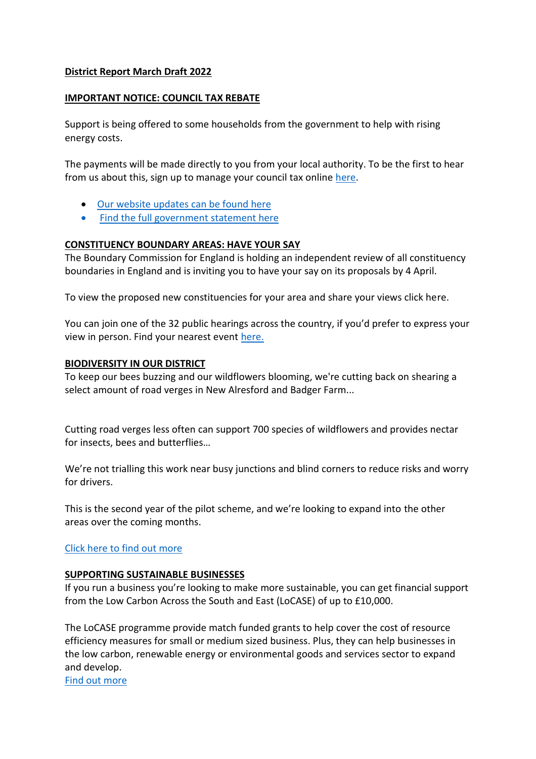# District Report March Draft 2022

## IMPORTANT NOTICE: COUNCIL TAX REBATE

Support is being offered to some households from the government to help with rising energy costs.

The payments will be made directly to you from your local authority. To be the first to hear from us about this, sign up to manage your council tax online here.

- Our website updates can be found here
- Find the full government statement here

## CONSTITUENCY BOUNDARY AREAS: HAVE YOUR SAY

The Boundary Commission for England is holding an independent review of all constituency boundaries in England and is inviting you to have your say on its proposals by 4 April.

To view the proposed new constituencies for your area and share your views click here.

You can join one of the 32 public hearings across the country, if you'd prefer to express your view in person. Find your nearest event here.

## BIODIVERSITY IN OUR DISTRICT

To keep our bees buzzing and our wildflowers blooming, we're cutting back on shearing a select amount of road verges in New Alresford and Badger Farm...

Cutting road verges less often can support 700 species of wildflowers and provides nectar for insects, bees and butterflies…

We're not trialling this work near busy junctions and blind corners to reduce risks and worry for drivers.

This is the second year of the pilot scheme, and we're looking to expand into the other areas over the coming months.

Click here to find out more

## SUPPORTING SUSTAINABLE BUSINESSES

If you run a business you're looking to make more sustainable, you can get financial support from the Low Carbon Across the South and East (LoCASE) of up to £10,000.

The LoCASE programme provide match funded grants to help cover the cost of resource efficiency measures for small or medium sized business. Plus, they can help businesses in the low carbon, renewable energy or environmental goods and services sector to expand and develop.

Find out more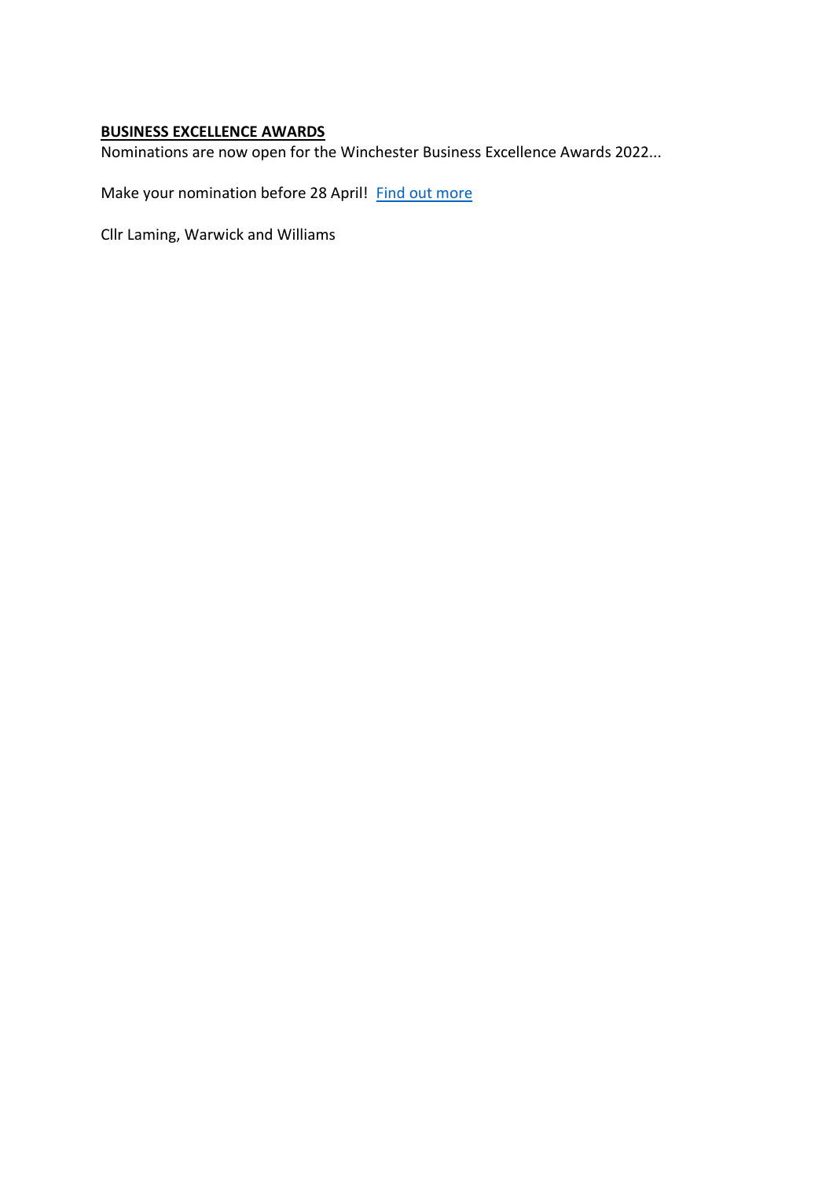**BUSINESS EXCELLENCE AWARDS**

Nominations are now open for the Winchester Business Excellence Awards 2022...

Make your nomination before 28 April! Find out more

Cllr Laming, Warwick and Williams